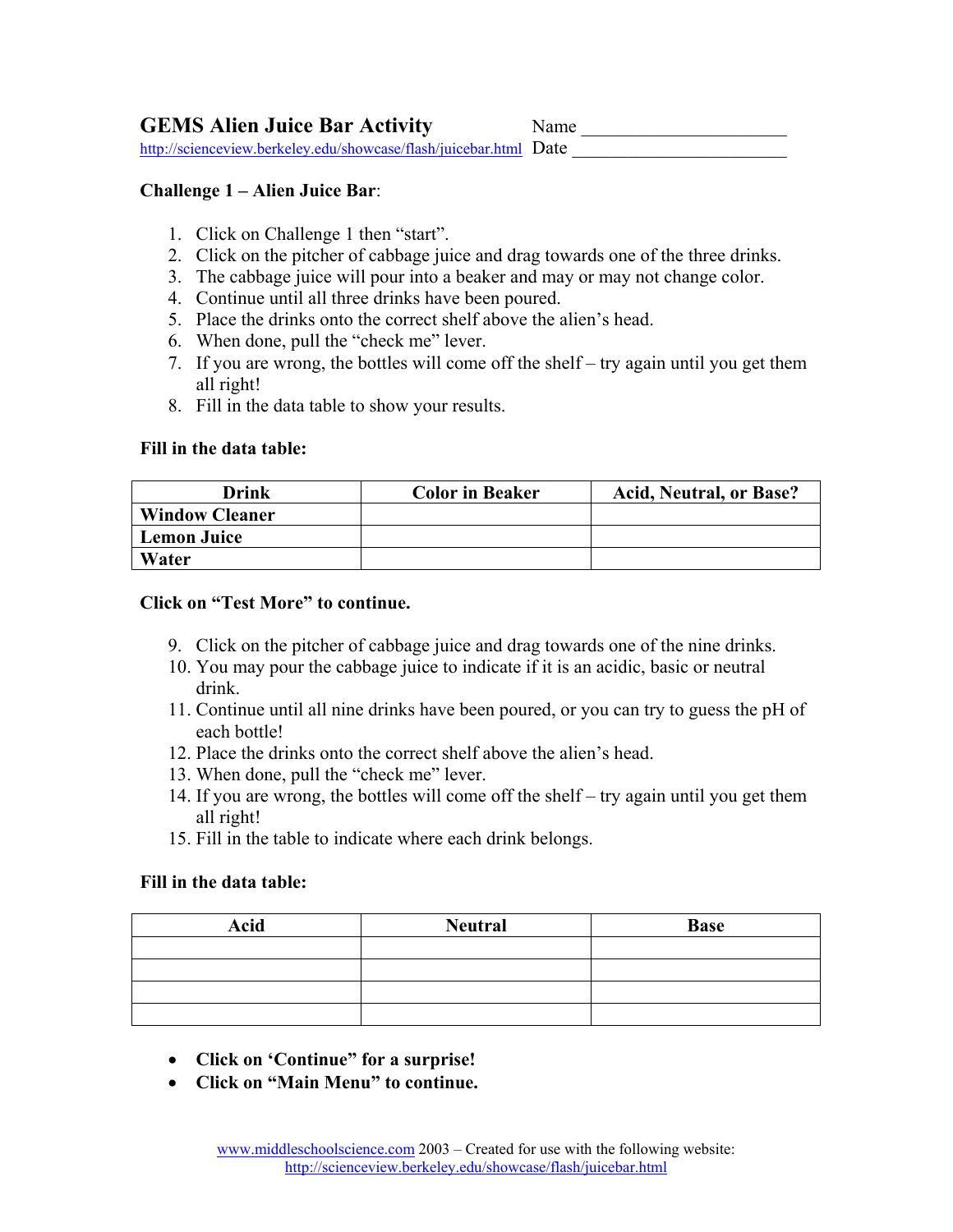# GEMS Alien Juice Bar Activity

http://scienceview.berkeley.edu/showcase/flash/juicebar.html

Name ______________________

Date ________________________

**Challenge 1 – Alien Juice Bar**:

1. Click on Challenge 1 then "start".
2. Click on the pitcher of cabbage juice and drag towards one of the three drinks.
3. The cabbage juice will pour into a beaker and may or may not change color.
4. Continue until all three drinks have been poured.
5. Place the drinks onto the correct shelf above the alien's head.
6. When done, pull the "check me" lever.
7. If you are wrong, the bottles will come off the shelf – try again until you get them all right!
8. Fill in the data table to show your results.

**Fill in the data table:**

| Drink | Color in Beaker | Acid, Neutral, or Base? |
|---|---|---|
| **Window Cleaner** | | |
| **Lemon Juice** | | |
| **Water** | | |

**Click on "Test More" to continue.**

9. Click on the pitcher of cabbage juice and drag towards one of the nine drinks.
10. You may pour the cabbage juice to indicate if it is an acidic, basic or neutral drink.
11. Continue until all nine drinks have been poured, or you can try to guess the pH of each bottle!
12. Place the drinks onto the correct shelf above the alien's head.
13. When done, pull the "check me" lever.
14. If you are wrong, the bottles will come off the shelf – try again until you get them all right!
15. Fill in the table to indicate where each drink belongs.

**Fill in the data table:**

| Acid | Neutral | Base |
|---|---|---|
| | | |
| | | |
| | | |
| | | |

- **Click on 'Continue" for a surprise!**
- **Click on "Main Menu" to continue.**

www.middleschoolscience.com 2003 – Created for use with the following website: http://scienceview.berkeley.edu/showcase/flash/juicebar.html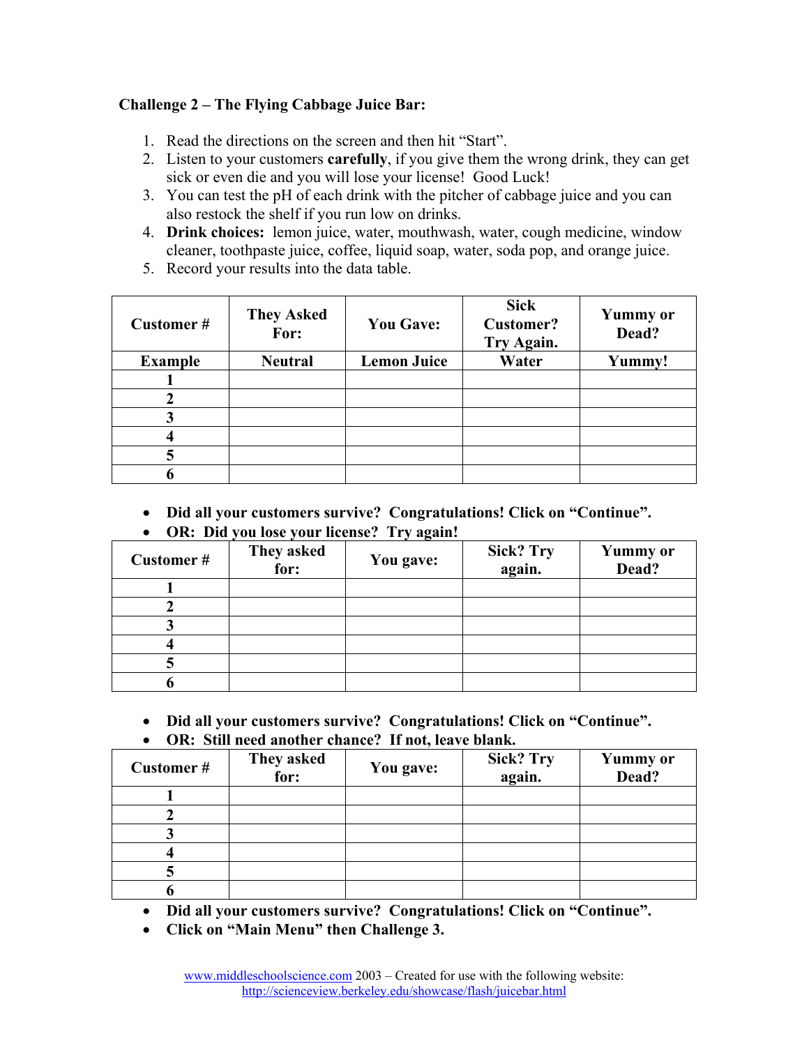**Challenge 2 – The Flying Cabbage Juice Bar:**

1. Read the directions on the screen and then hit "Start".
2. Listen to your customers **carefully**, if you give them the wrong drink, they can get sick or even die and you will lose your license! Good Luck!
3. You can test the pH of each drink with the pitcher of cabbage juice and you can also restock the shelf if you run low on drinks.
4. **Drink choices:** lemon juice, water, mouthwash, water, cough medicine, window cleaner, toothpaste juice, coffee, liquid soap, water, soda pop, and orange juice.
5. Record your results into the data table.

| Customer # | They Asked For: | You Gave: | Sick Customer? Try Again. | Yummy or Dead? |
|---|---|---|---|---|
| **Example** | **Neutral** | **Lemon Juice** | **Water** | **Yummy!** |
| **1** | | | | |
| **2** | | | | |
| **3** | | | | |
| **4** | | | | |
| **5** | | | | |
| **6** | | | | |

- **Did all your customers survive? Congratulations! Click on "Continue".**
- **OR: Did you lose your license? Try again!**

| Customer # | They asked for: | You gave: | Sick? Try again. | Yummy or Dead? |
|---|---|---|---|---|
| **1** | | | | |
| **2** | | | | |
| **3** | | | | |
| **4** | | | | |
| **5** | | | | |
| **6** | | | | |

- **Did all your customers survive? Congratulations! Click on "Continue".**
- **OR: Still need another chance? If not, leave blank.**

| Customer # | They asked for: | You gave: | Sick? Try again. | Yummy or Dead? |
|---|---|---|---|---|
| **1** | | | | |
| **2** | | | | |
| **3** | | | | |
| **4** | | | | |
| **5** | | | | |
| **6** | | | | |

- **Did all your customers survive? Congratulations! Click on "Continue".**
- **Click on "Main Menu" then Challenge 3.**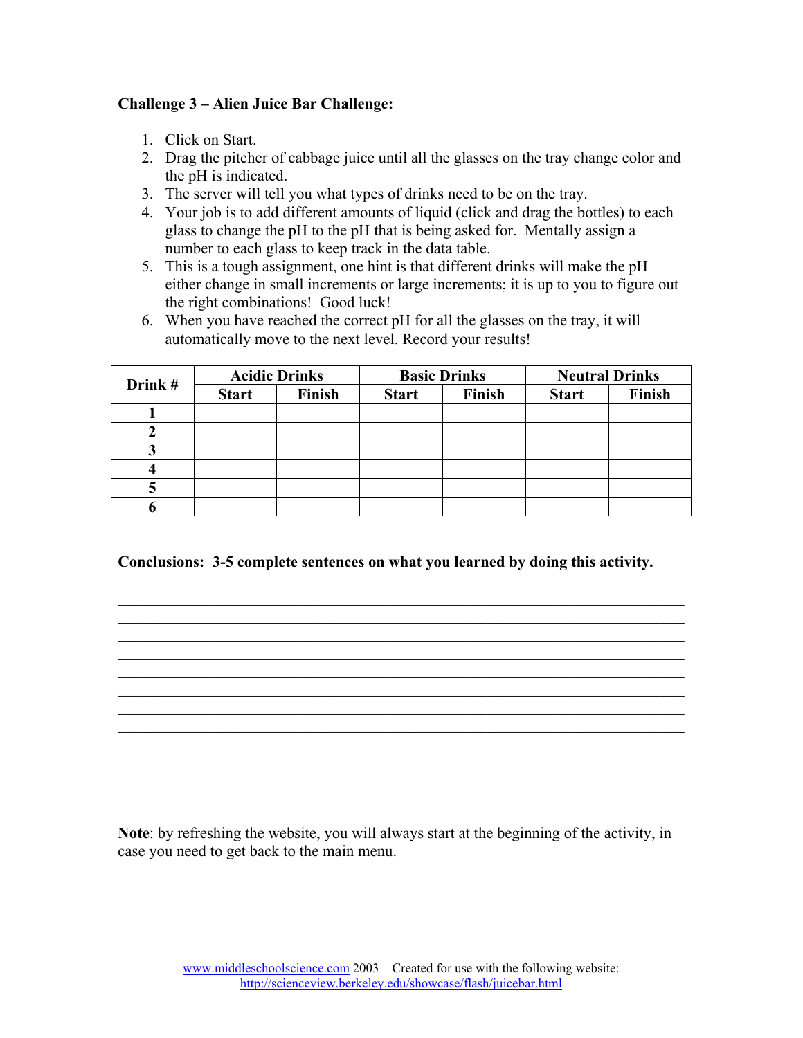**Challenge 3 – Alien Juice Bar Challenge:**

1. Click on Start.
2. Drag the pitcher of cabbage juice until all the glasses on the tray change color and the pH is indicated.
3. The server will tell you what types of drinks need to be on the tray.
4. Your job is to add different amounts of liquid (click and drag the bottles) to each glass to change the pH to the pH that is being asked for. Mentally assign a number to each glass to keep track in the data table.
5. This is a tough assignment, one hint is that different drinks will make the pH either change in small increments or large increments; it is up to you to figure out the right combinations! Good luck!
6. When you have reached the correct pH for all the glasses on the tray, it will automatically move to the next level. Record your results!

| Drink # | Acidic Drinks | | Basic Drinks | | Neutral Drinks | |
|---|---|---|---|---|---|---|
| | Start | Finish | Start | Finish | Start | Finish |
| 1 | | | | | | |
| 2 | | | | | | |
| 3 | | | | | | |
| 4 | | | | | | |
| 5 | | | | | | |
| 6 | | | | | | |

**Conclusions: 3-5 complete sentences on what you learned by doing this activity.**

\_\_\_\_\_\_\_\_\_\_\_\_\_\_\_\_\_\_\_\_\_\_\_\_\_\_\_\_\_\_\_\_\_\_\_\_\_\_\_\_\_\_\_\_\_\_\_\_\_\_\_\_\_\_\_\_\_\_\_\_\_\_\_\_\_\_\_\_\_\_\_\_\_\_

\_\_\_\_\_\_\_\_\_\_\_\_\_\_\_\_\_\_\_\_\_\_\_\_\_\_\_\_\_\_\_\_\_\_\_\_\_\_\_\_\_\_\_\_\_\_\_\_\_\_\_\_\_\_\_\_\_\_\_\_\_\_\_\_\_\_\_\_\_\_\_\_\_\_

\_\_\_\_\_\_\_\_\_\_\_\_\_\_\_\_\_\_\_\_\_\_\_\_\_\_\_\_\_\_\_\_\_\_\_\_\_\_\_\_\_\_\_\_\_\_\_\_\_\_\_\_\_\_\_\_\_\_\_\_\_\_\_\_\_\_\_\_\_\_\_\_\_\_

\_\_\_\_\_\_\_\_\_\_\_\_\_\_\_\_\_\_\_\_\_\_\_\_\_\_\_\_\_\_\_\_\_\_\_\_\_\_\_\_\_\_\_\_\_\_\_\_\_\_\_\_\_\_\_\_\_\_\_\_\_\_\_\_\_\_\_\_\_\_\_\_\_\_

\_\_\_\_\_\_\_\_\_\_\_\_\_\_\_\_\_\_\_\_\_\_\_\_\_\_\_\_\_\_\_\_\_\_\_\_\_\_\_\_\_\_\_\_\_\_\_\_\_\_\_\_\_\_\_\_\_\_\_\_\_\_\_\_\_\_\_\_\_\_\_\_\_\_

\_\_\_\_\_\_\_\_\_\_\_\_\_\_\_\_\_\_\_\_\_\_\_\_\_\_\_\_\_\_\_\_\_\_\_\_\_\_\_\_\_\_\_\_\_\_\_\_\_\_\_\_\_\_\_\_\_\_\_\_\_\_\_\_\_\_\_\_\_\_\_\_\_\_

\_\_\_\_\_\_\_\_\_\_\_\_\_\_\_\_\_\_\_\_\_\_\_\_\_\_\_\_\_\_\_\_\_\_\_\_\_\_\_\_\_\_\_\_\_\_\_\_\_\_\_\_\_\_\_\_\_\_\_\_\_\_\_\_\_\_\_\_\_\_\_\_\_\_

\_\_\_\_\_\_\_\_\_\_\_\_\_\_\_\_\_\_\_\_\_\_\_\_\_\_\_\_\_\_\_\_\_\_\_\_\_\_\_\_\_\_\_\_\_\_\_\_\_\_\_\_\_\_\_\_\_\_\_\_\_\_\_\_\_\_\_\_\_\_\_\_\_\_

**Note**: by refreshing the website, you will always start at the beginning of the activity, in case you need to get back to the main menu.

www.middleschoolscience.com 2003 – Created for use with the following website: http://scienceview.berkeley.edu/showcase/flash/juicebar.html